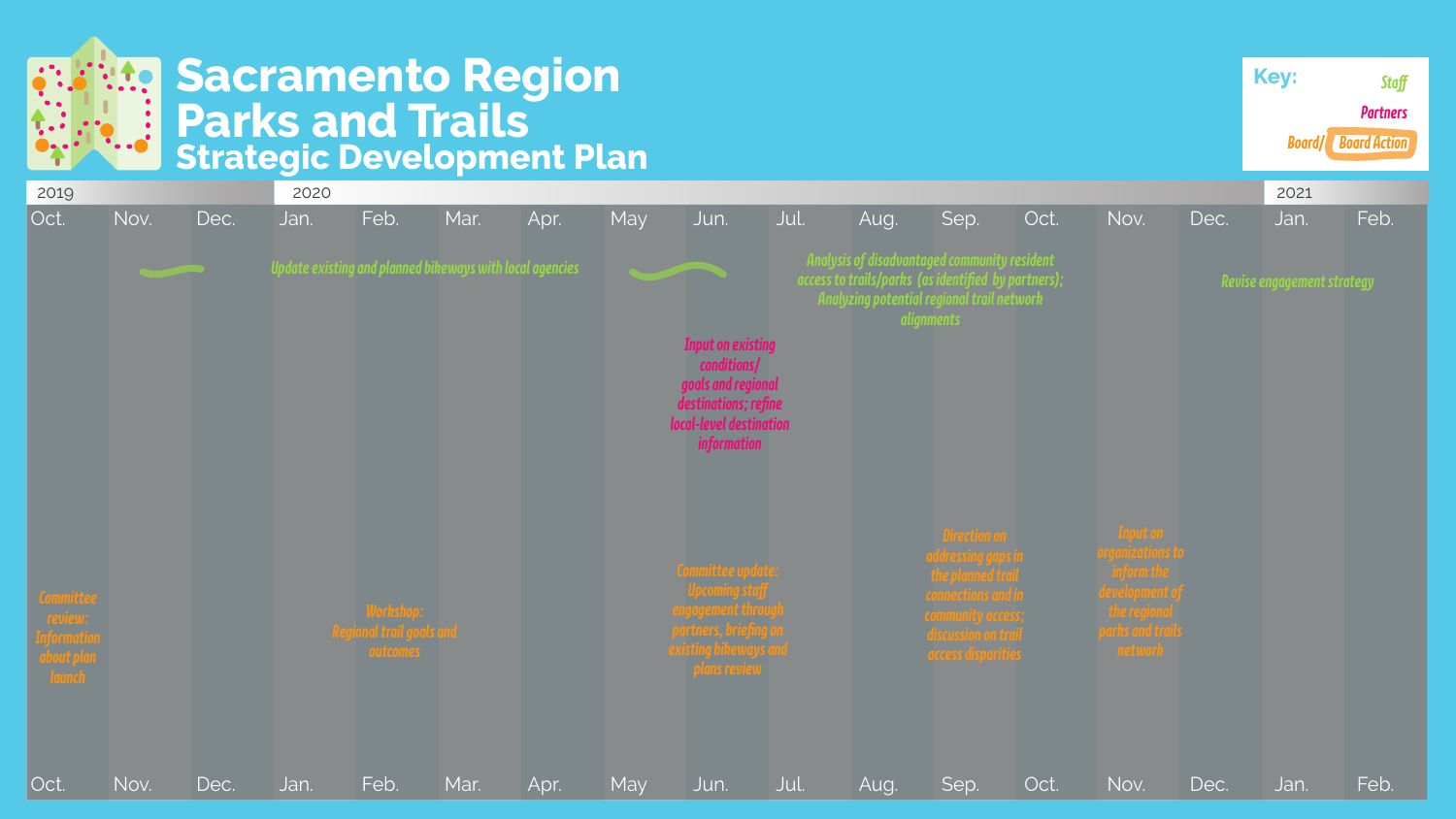# Sacramento Region Parks and Trails
## Strategic Development Plan

**Key:**
- Staff
- Partners
- Board/ Board Action

| 2019 | | | 2020 | | | | | | | | | | | | 2021 | |
|---|---|---|---|---|---|---|---|---|---|---|---|---|---|---|---|---|
| Oct. | Nov. | Dec. | Jan. | Feb. | Mar. | Apr. | May | Jun. | Jul. | Aug. | Sep. | Oct. | Nov. | Dec. | Jan. | Feb. |

**Staff:**
- Nov. 2019 – Apr. 2020: Update existing and planned bikeways with local agencies
- May – Jun. 2020: (continued)
- Jul. – Oct. 2020: Analysis of disadvantaged community resident access to trails/parks (as identified by partners); Analyzing potential regional trail network alignments
- Jan. – Feb. 2021: Revise engagement strategy

**Partners:**
- Jun. 2020: Input on existing conditions/ goals and regional destinations; refine local-level destination information

**Board/Board Action:**
- Oct. 2019: Committee review: Information about plan launch
- Feb. 2020: Workshop: Regional trail goals and outcomes
- Jun. 2020: Committee update: Upcoming staff engagement through partners, briefing on existing bikeways and plans review
- Sep. 2020: Direction on addressing gaps in the planned trail connections and in community access; discussion on trail access disparities
- Nov. 2020: Input on organizations to inform the development of the regional parks and trails network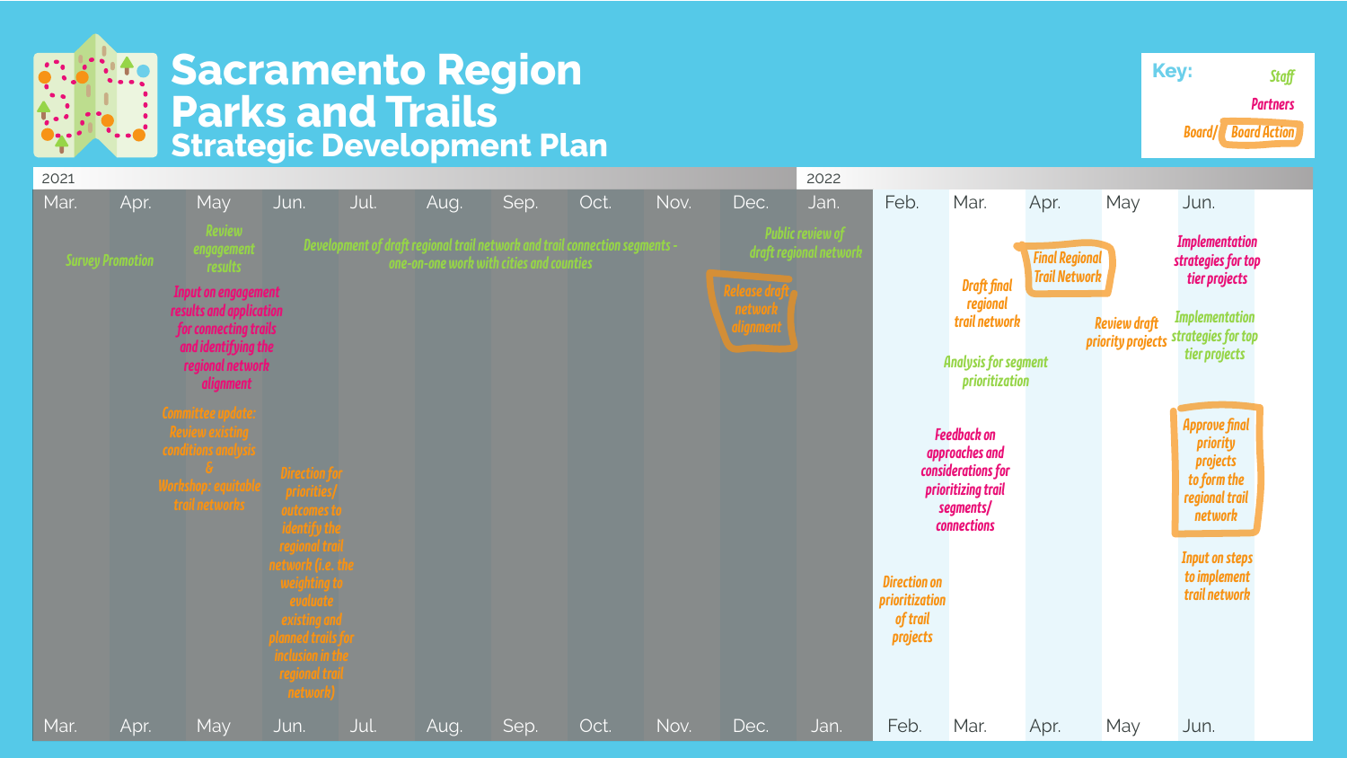# Sacramento Region Parks and Trails Strategic Development Plan

**Key:** Staff · Partners · Board/ Board Action

## 2021

**Mar.**

**Apr.**
- Survey Promotion (Staff)

**May**
- Review engagement results (Staff)
- Input on engagement results and application for connecting trails and identifying the regional network alignment (Partners)
- Committee update: Review existing conditions analysis & Workshop: equitable trail networks (Board)

**Jun.**
- Direction for priorities/ outcomes to identify the regional trail network (i.e. the weighting to evaluate existing and planned trails for inclusion in the regional trail network) (Board)

**Jul. – Nov.**
- Development of draft regional trail network and trail connection segments - one-on-one work with cities and counties (Staff)

**Dec.**
- Release draft network alignment (Board Action)

## 2022

**Jan.**
- Public review of draft regional network (Staff)

**Feb.**
- Direction on prioritization of trail projects (Board)

**Mar.**
- Draft final regional trail network (Board)
- Analysis for segment prioritization (Staff)
- Feedback on approaches and considerations for prioritizing trail segments/ connections (Partners)

**Apr.**
- Final Regional Trail Network (Board Action)

**May**
- Review draft priority projects (Board)

**Jun.**
- Implementation strategies for top tier projects (Partners)
- Implementation strategies for top tier projects (Staff)
- Approve final priority projects to form the regional trail network (Board Action)
- Input on steps to implement trail network (Board)